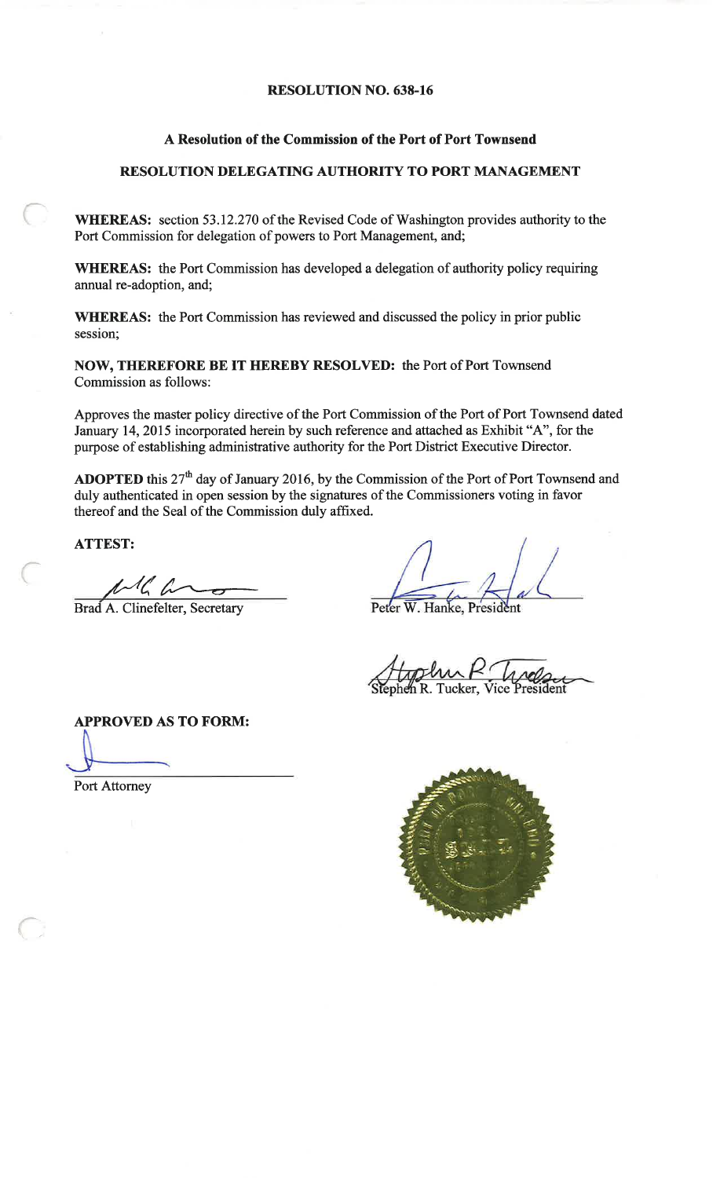# RESOLUTION NO. 638-16

## A Resolution of the Commission of the Port of Port Townsend

## RESOLUTION DELEGATING AUTHORITY TO PORT MANAGEMENT

**WHEREAS:** section 53.12.270 of the Revised Code of Washington provides authority to the Port Commission for delegation of powers to Port Management, and;

**WHEREAS:** the Port Commission has developed a delegation of authority policy requiring annual re-adoption, and;

**WHEREAS:** the Port Commission has reviewed and discussed the policy in prior public session;

**NOW, THEREFORE BE IT HEREBY RESOLVED:** the Port of Port Townsend Commission as follows:

Approves the master policy directive of the Port Commission of the Port of Port Townsend dated January 14, 2015 incorporated herein by such reference and attached as Exhibit "A", for the purpose of establishing administrative authority for the Port District Executive Director.

**ADOPTED** this 27th day of January 2016, by the Commission of the Port of Port Townsend and duly authenticated in open session by the signatures of the Commissioners voting in favor thereof and the Seal of the Commission duly affixed.

**ATTEST:**

Brad A. Clinefelter, Secretary

Peter W. Hanke, President

Stephen R. Tucker, Vice President

**APPROVED AS TO FORM:**

Port Attorney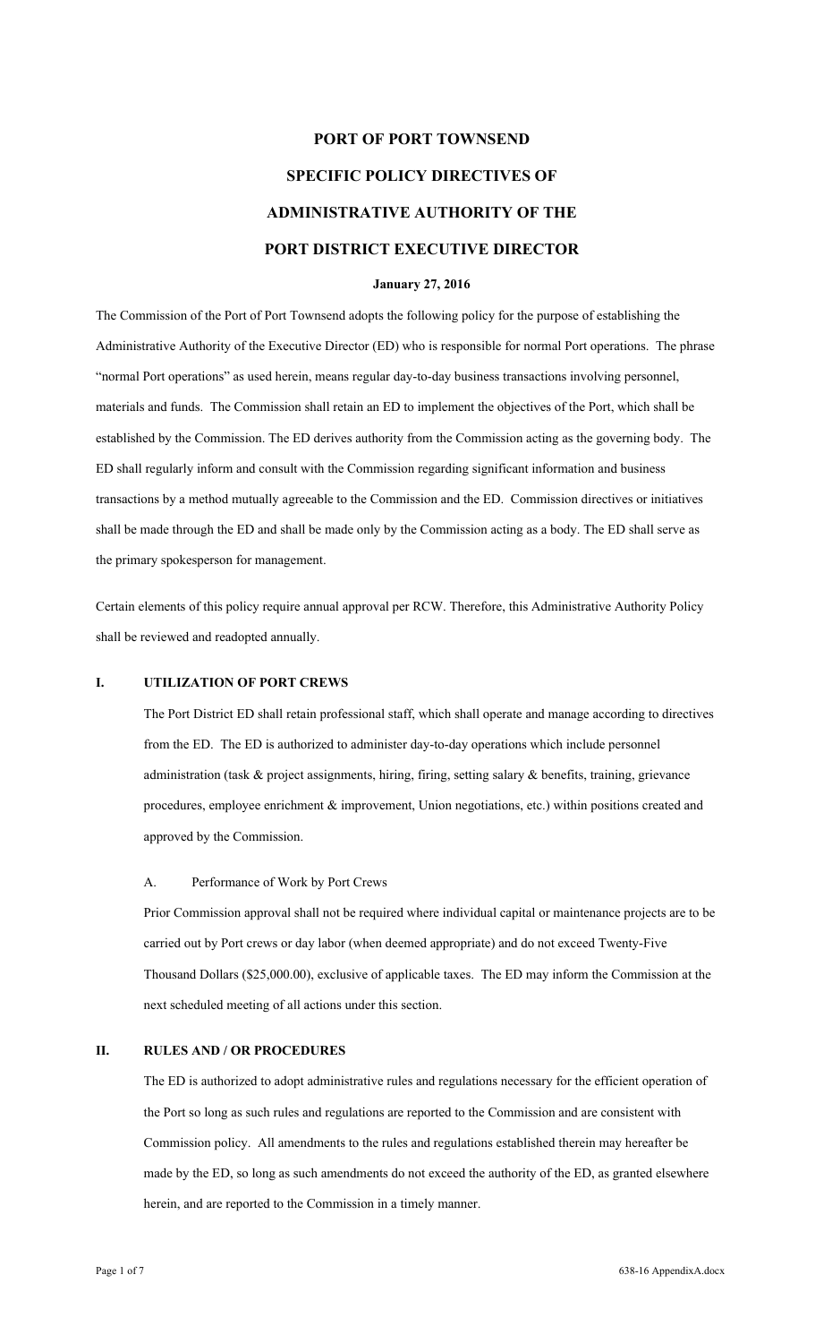# PORT OF PORT TOWNSEND

# SPECIFIC POLICY DIRECTIVES OF

# ADMINISTRATIVE AUTHORITY OF THE

# PORT DISTRICT EXECUTIVE DIRECTOR

**January 27, 2016**

The Commission of the Port of Port Townsend adopts the following policy for the purpose of establishing the Administrative Authority of the Executive Director (ED) who is responsible for normal Port operations. The phrase "normal Port operations" as used herein, means regular day-to-day business transactions involving personnel, materials and funds. The Commission shall retain an ED to implement the objectives of the Port, which shall be established by the Commission. The ED derives authority from the Commission acting as the governing body. The ED shall regularly inform and consult with the Commission regarding significant information and business transactions by a method mutually agreeable to the Commission and the ED. Commission directives or initiatives shall be made through the ED and shall be made only by the Commission acting as a body. The ED shall serve as the primary spokesperson for management.

Certain elements of this policy require annual approval per RCW. Therefore, this Administrative Authority Policy shall be reviewed and readopted annually.

## I. UTILIZATION OF PORT CREWS

The Port District ED shall retain professional staff, which shall operate and manage according to directives from the ED. The ED is authorized to administer day-to-day operations which include personnel administration (task & project assignments, hiring, firing, setting salary & benefits, training, grievance procedures, employee enrichment & improvement, Union negotiations, etc.) within positions created and approved by the Commission.

### A. Performance of Work by Port Crews

Prior Commission approval shall not be required where individual capital or maintenance projects are to be carried out by Port crews or day labor (when deemed appropriate) and do not exceed Twenty-Five Thousand Dollars ($25,000.00), exclusive of applicable taxes. The ED may inform the Commission at the next scheduled meeting of all actions under this section.

## II. RULES AND / OR PROCEDURES

The ED is authorized to adopt administrative rules and regulations necessary for the efficient operation of the Port so long as such rules and regulations are reported to the Commission and are consistent with Commission policy. All amendments to the rules and regulations established therein may hereafter be made by the ED, so long as such amendments do not exceed the authority of the ED, as granted elsewhere herein, and are reported to the Commission in a timely manner.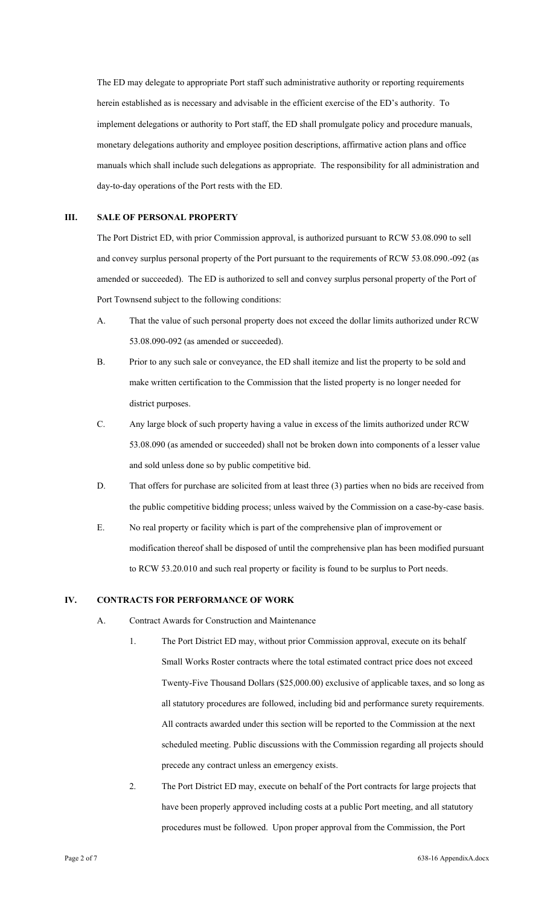The ED may delegate to appropriate Port staff such administrative authority or reporting requirements herein established as is necessary and advisable in the efficient exercise of the ED's authority. To implement delegations or authority to Port staff, the ED shall promulgate policy and procedure manuals, monetary delegations authority and employee position descriptions, affirmative action plans and office manuals which shall include such delegations as appropriate. The responsibility for all administration and day-to-day operations of the Port rests with the ED.

## III. SALE OF PERSONAL PROPERTY

The Port District ED, with prior Commission approval, is authorized pursuant to RCW 53.08.090 to sell and convey surplus personal property of the Port pursuant to the requirements of RCW 53.08.090.-092 (as amended or succeeded). The ED is authorized to sell and convey surplus personal property of the Port of Port Townsend subject to the following conditions:

A. That the value of such personal property does not exceed the dollar limits authorized under RCW 53.08.090-092 (as amended or succeeded).

B. Prior to any such sale or conveyance, the ED shall itemize and list the property to be sold and make written certification to the Commission that the listed property is no longer needed for district purposes.

C. Any large block of such property having a value in excess of the limits authorized under RCW 53.08.090 (as amended or succeeded) shall not be broken down into components of a lesser value and sold unless done so by public competitive bid.

D. That offers for purchase are solicited from at least three (3) parties when no bids are received from the public competitive bidding process; unless waived by the Commission on a case-by-case basis.

E. No real property or facility which is part of the comprehensive plan of improvement or modification thereof shall be disposed of until the comprehensive plan has been modified pursuant to RCW 53.20.010 and such real property or facility is found to be surplus to Port needs.

## IV. CONTRACTS FOR PERFORMANCE OF WORK

A. Contract Awards for Construction and Maintenance

1. The Port District ED may, without prior Commission approval, execute on its behalf Small Works Roster contracts where the total estimated contract price does not exceed Twenty-Five Thousand Dollars ($25,000.00) exclusive of applicable taxes, and so long as all statutory procedures are followed, including bid and performance surety requirements. All contracts awarded under this section will be reported to the Commission at the next scheduled meeting. Public discussions with the Commission regarding all projects should precede any contract unless an emergency exists.

2. The Port District ED may, execute on behalf of the Port contracts for large projects that have been properly approved including costs at a public Port meeting, and all statutory procedures must be followed. Upon proper approval from the Commission, the Port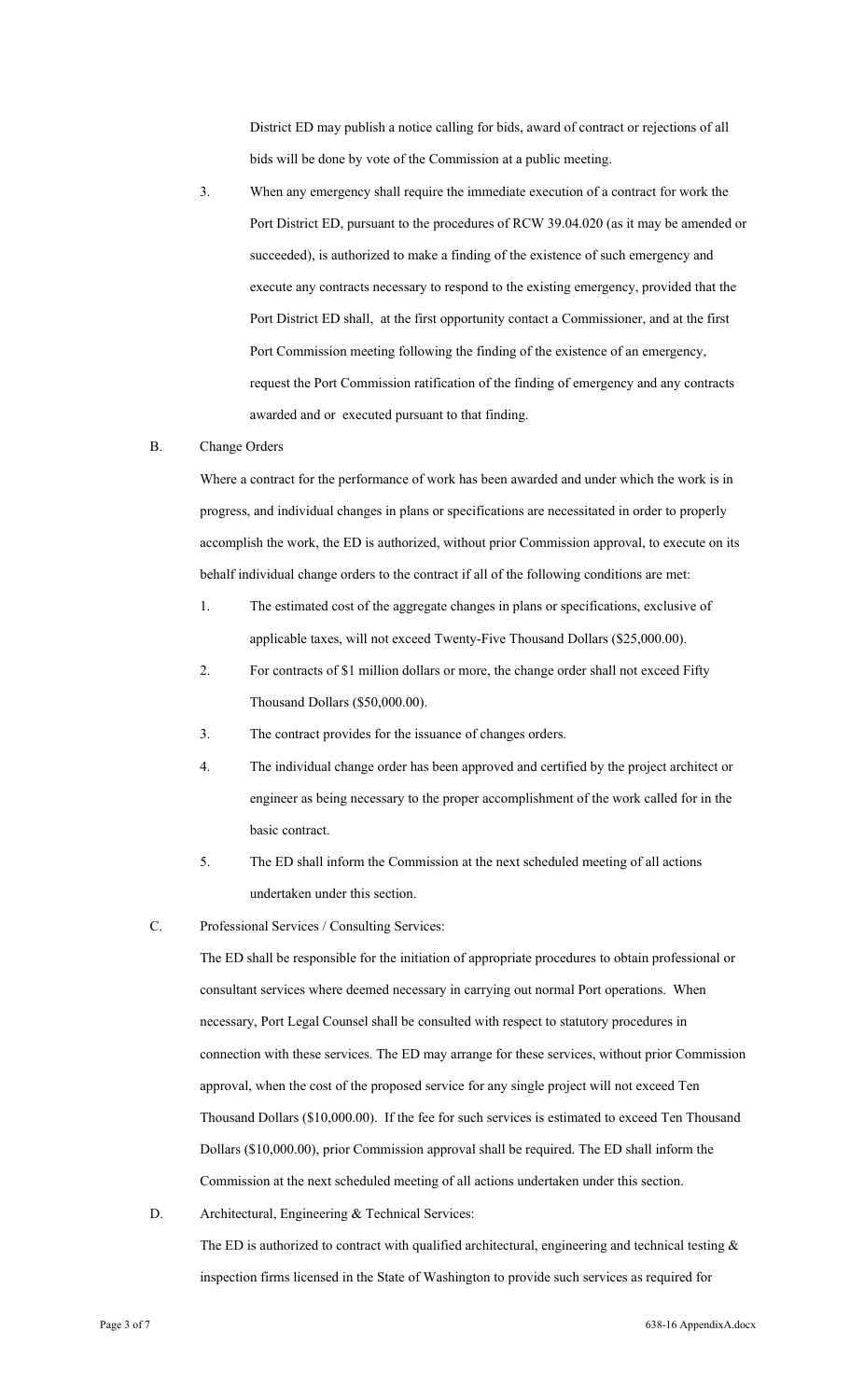District ED may publish a notice calling for bids, award of contract or rejections of all bids will be done by vote of the Commission at a public meeting.

3. When any emergency shall require the immediate execution of a contract for work the Port District ED, pursuant to the procedures of RCW 39.04.020 (as it may be amended or succeeded), is authorized to make a finding of the existence of such emergency and execute any contracts necessary to respond to the existing emergency, provided that the Port District ED shall, at the first opportunity contact a Commissioner, and at the first Port Commission meeting following the finding of the existence of an emergency, request the Port Commission ratification of the finding of emergency and any contracts awarded and or executed pursuant to that finding.

B. Change Orders

Where a contract for the performance of work has been awarded and under which the work is in progress, and individual changes in plans or specifications are necessitated in order to properly accomplish the work, the ED is authorized, without prior Commission approval, to execute on its behalf individual change orders to the contract if all of the following conditions are met:

1. The estimated cost of the aggregate changes in plans or specifications, exclusive of applicable taxes, will not exceed Twenty-Five Thousand Dollars ($25,000.00).
2. For contracts of $1 million dollars or more, the change order shall not exceed Fifty Thousand Dollars ($50,000.00).
3. The contract provides for the issuance of changes orders.
4. The individual change order has been approved and certified by the project architect or engineer as being necessary to the proper accomplishment of the work called for in the basic contract.
5. The ED shall inform the Commission at the next scheduled meeting of all actions undertaken under this section.

C. Professional Services / Consulting Services:

The ED shall be responsible for the initiation of appropriate procedures to obtain professional or consultant services where deemed necessary in carrying out normal Port operations. When necessary, Port Legal Counsel shall be consulted with respect to statutory procedures in connection with these services. The ED may arrange for these services, without prior Commission approval, when the cost of the proposed service for any single project will not exceed Ten Thousand Dollars ($10,000.00). If the fee for such services is estimated to exceed Ten Thousand Dollars ($10,000.00), prior Commission approval shall be required. The ED shall inform the Commission at the next scheduled meeting of all actions undertaken under this section.

D. Architectural, Engineering & Technical Services:

The ED is authorized to contract with qualified architectural, engineering and technical testing & inspection firms licensed in the State of Washington to provide such services as required for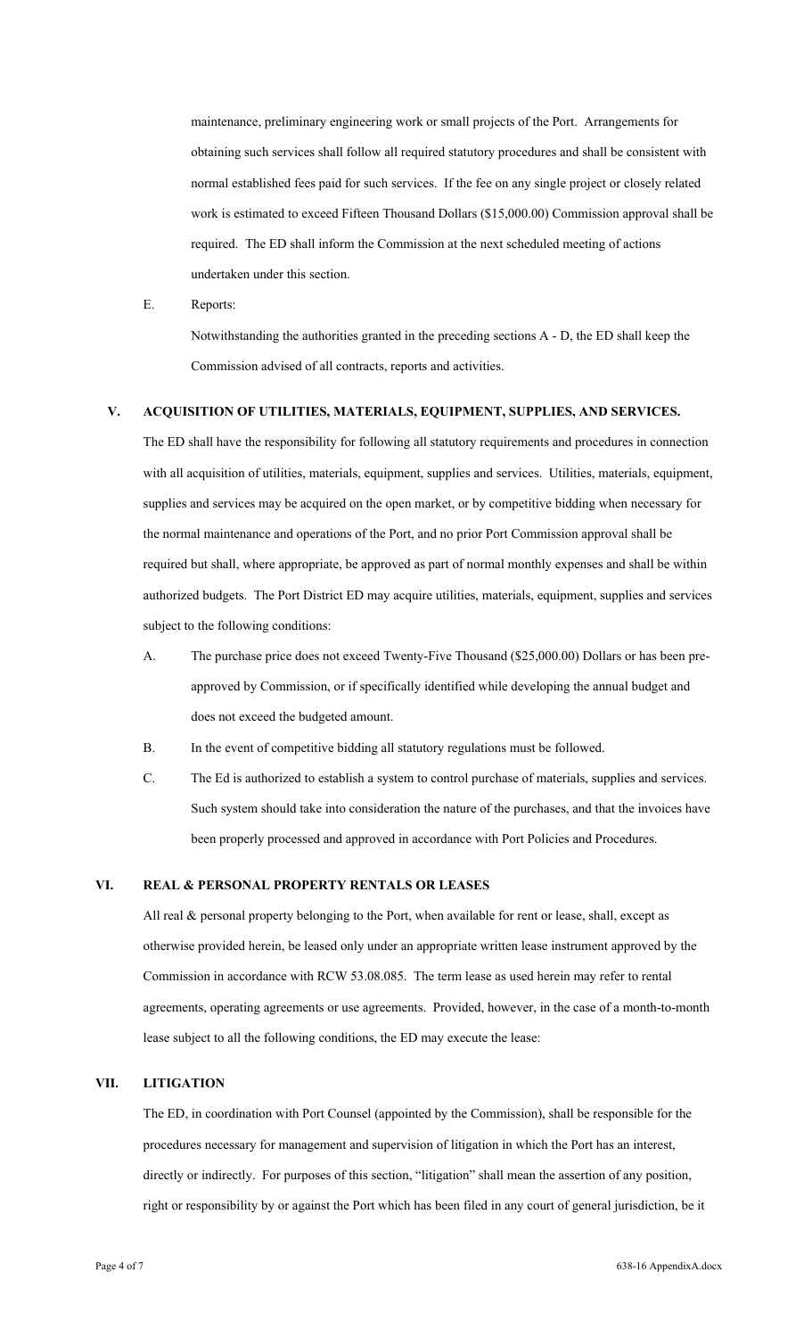maintenance, preliminary engineering work or small projects of the Port. Arrangements for obtaining such services shall follow all required statutory procedures and shall be consistent with normal established fees paid for such services. If the fee on any single project or closely related work is estimated to exceed Fifteen Thousand Dollars ($15,000.00) Commission approval shall be required. The ED shall inform the Commission at the next scheduled meeting of actions undertaken under this section.

E. Reports:

Notwithstanding the authorities granted in the preceding sections A - D, the ED shall keep the Commission advised of all contracts, reports and activities.

## V. ACQUISITION OF UTILITIES, MATERIALS, EQUIPMENT, SUPPLIES, AND SERVICES.

The ED shall have the responsibility for following all statutory requirements and procedures in connection with all acquisition of utilities, materials, equipment, supplies and services. Utilities, materials, equipment, supplies and services may be acquired on the open market, or by competitive bidding when necessary for the normal maintenance and operations of the Port, and no prior Port Commission approval shall be required but shall, where appropriate, be approved as part of normal monthly expenses and shall be within authorized budgets. The Port District ED may acquire utilities, materials, equipment, supplies and services subject to the following conditions:

A. The purchase price does not exceed Twenty-Five Thousand ($25,000.00) Dollars or has been pre-approved by Commission, or if specifically identified while developing the annual budget and does not exceed the budgeted amount.

B. In the event of competitive bidding all statutory regulations must be followed.

C. The Ed is authorized to establish a system to control purchase of materials, supplies and services. Such system should take into consideration the nature of the purchases, and that the invoices have been properly processed and approved in accordance with Port Policies and Procedures.

## VI. REAL & PERSONAL PROPERTY RENTALS OR LEASES

All real & personal property belonging to the Port, when available for rent or lease, shall, except as otherwise provided herein, be leased only under an appropriate written lease instrument approved by the Commission in accordance with RCW 53.08.085. The term lease as used herein may refer to rental agreements, operating agreements or use agreements. Provided, however, in the case of a month-to-month lease subject to all the following conditions, the ED may execute the lease:

## VII. LITIGATION

The ED, in coordination with Port Counsel (appointed by the Commission), shall be responsible for the procedures necessary for management and supervision of litigation in which the Port has an interest, directly or indirectly. For purposes of this section, "litigation" shall mean the assertion of any position, right or responsibility by or against the Port which has been filed in any court of general jurisdiction, be it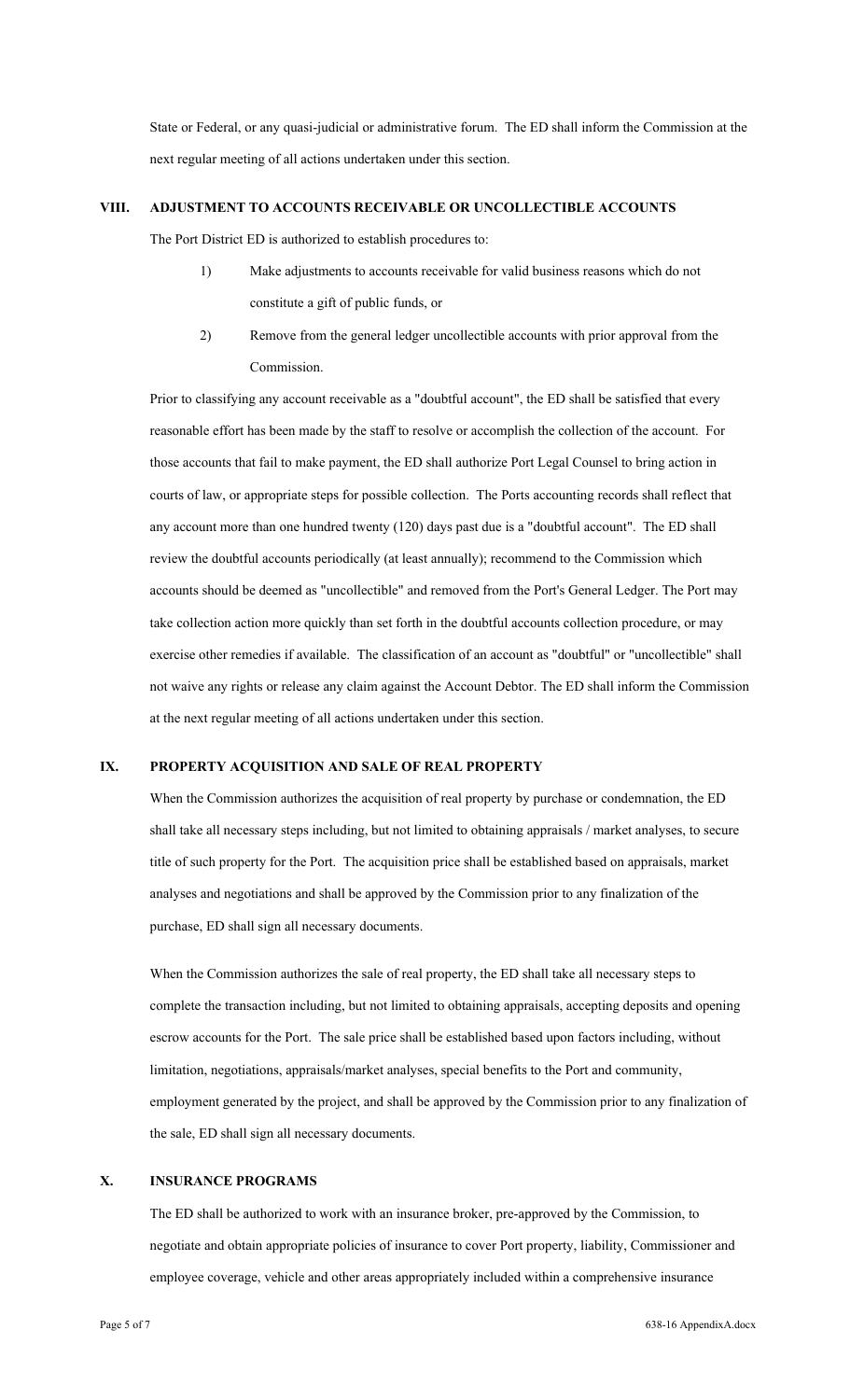State or Federal, or any quasi-judicial or administrative forum. The ED shall inform the Commission at the next regular meeting of all actions undertaken under this section.

## VIII. ADJUSTMENT TO ACCOUNTS RECEIVABLE OR UNCOLLECTIBLE ACCOUNTS

The Port District ED is authorized to establish procedures to:

1) Make adjustments to accounts receivable for valid business reasons which do not constitute a gift of public funds, or

2) Remove from the general ledger uncollectible accounts with prior approval from the Commission.

Prior to classifying any account receivable as a "doubtful account", the ED shall be satisfied that every reasonable effort has been made by the staff to resolve or accomplish the collection of the account. For those accounts that fail to make payment, the ED shall authorize Port Legal Counsel to bring action in courts of law, or appropriate steps for possible collection. The Ports accounting records shall reflect that any account more than one hundred twenty (120) days past due is a "doubtful account". The ED shall review the doubtful accounts periodically (at least annually); recommend to the Commission which accounts should be deemed as "uncollectible" and removed from the Port's General Ledger. The Port may take collection action more quickly than set forth in the doubtful accounts collection procedure, or may exercise other remedies if available. The classification of an account as "doubtful" or "uncollectible" shall not waive any rights or release any claim against the Account Debtor. The ED shall inform the Commission at the next regular meeting of all actions undertaken under this section.

## IX. PROPERTY ACQUISITION AND SALE OF REAL PROPERTY

When the Commission authorizes the acquisition of real property by purchase or condemnation, the ED shall take all necessary steps including, but not limited to obtaining appraisals / market analyses, to secure title of such property for the Port. The acquisition price shall be established based on appraisals, market analyses and negotiations and shall be approved by the Commission prior to any finalization of the purchase, ED shall sign all necessary documents.

When the Commission authorizes the sale of real property, the ED shall take all necessary steps to complete the transaction including, but not limited to obtaining appraisals, accepting deposits and opening escrow accounts for the Port. The sale price shall be established based upon factors including, without limitation, negotiations, appraisals/market analyses, special benefits to the Port and community, employment generated by the project, and shall be approved by the Commission prior to any finalization of the sale, ED shall sign all necessary documents.

## X. INSURANCE PROGRAMS

The ED shall be authorized to work with an insurance broker, pre-approved by the Commission, to negotiate and obtain appropriate policies of insurance to cover Port property, liability, Commissioner and employee coverage, vehicle and other areas appropriately included within a comprehensive insurance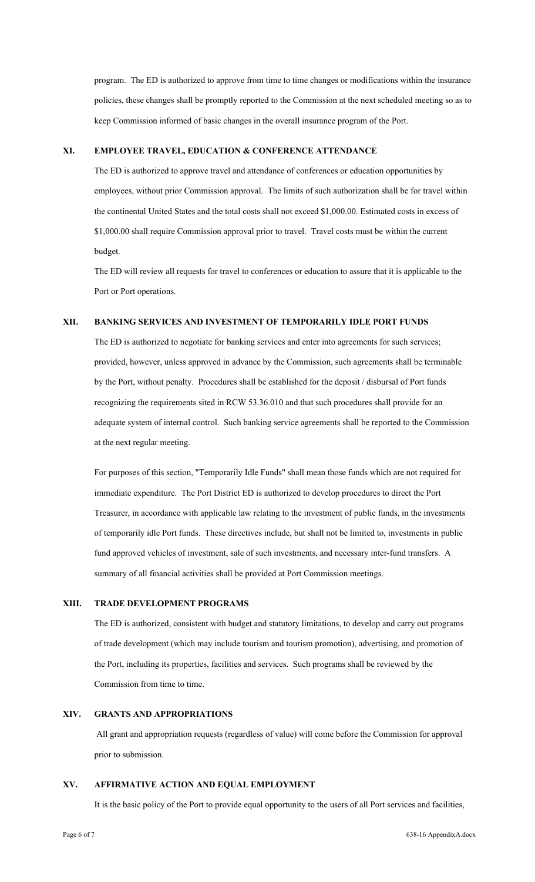program. The ED is authorized to approve from time to time changes or modifications within the insurance policies, these changes shall be promptly reported to the Commission at the next scheduled meeting so as to keep Commission informed of basic changes in the overall insurance program of the Port.

## XI. EMPLOYEE TRAVEL, EDUCATION & CONFERENCE ATTENDANCE

The ED is authorized to approve travel and attendance of conferences or education opportunities by employees, without prior Commission approval. The limits of such authorization shall be for travel within the continental United States and the total costs shall not exceed $1,000.00. Estimated costs in excess of $1,000.00 shall require Commission approval prior to travel. Travel costs must be within the current budget.

The ED will review all requests for travel to conferences or education to assure that it is applicable to the Port or Port operations.

## XII. BANKING SERVICES AND INVESTMENT OF TEMPORARILY IDLE PORT FUNDS

The ED is authorized to negotiate for banking services and enter into agreements for such services; provided, however, unless approved in advance by the Commission, such agreements shall be terminable by the Port, without penalty. Procedures shall be established for the deposit / disbursal of Port funds recognizing the requirements sited in RCW 53.36.010 and that such procedures shall provide for an adequate system of internal control. Such banking service agreements shall be reported to the Commission at the next regular meeting.

For purposes of this section, "Temporarily Idle Funds" shall mean those funds which are not required for immediate expenditure. The Port District ED is authorized to develop procedures to direct the Port Treasurer, in accordance with applicable law relating to the investment of public funds, in the investments of temporarily idle Port funds. These directives include, but shall not be limited to, investments in public fund approved vehicles of investment, sale of such investments, and necessary inter-fund transfers. A summary of all financial activities shall be provided at Port Commission meetings.

## XIII. TRADE DEVELOPMENT PROGRAMS

The ED is authorized, consistent with budget and statutory limitations, to develop and carry out programs of trade development (which may include tourism and tourism promotion), advertising, and promotion of the Port, including its properties, facilities and services. Such programs shall be reviewed by the Commission from time to time.

## XIV. GRANTS AND APPROPRIATIONS

All grant and appropriation requests (regardless of value) will come before the Commission for approval prior to submission.

## XV. AFFIRMATIVE ACTION AND EQUAL EMPLOYMENT

It is the basic policy of the Port to provide equal opportunity to the users of all Port services and facilities,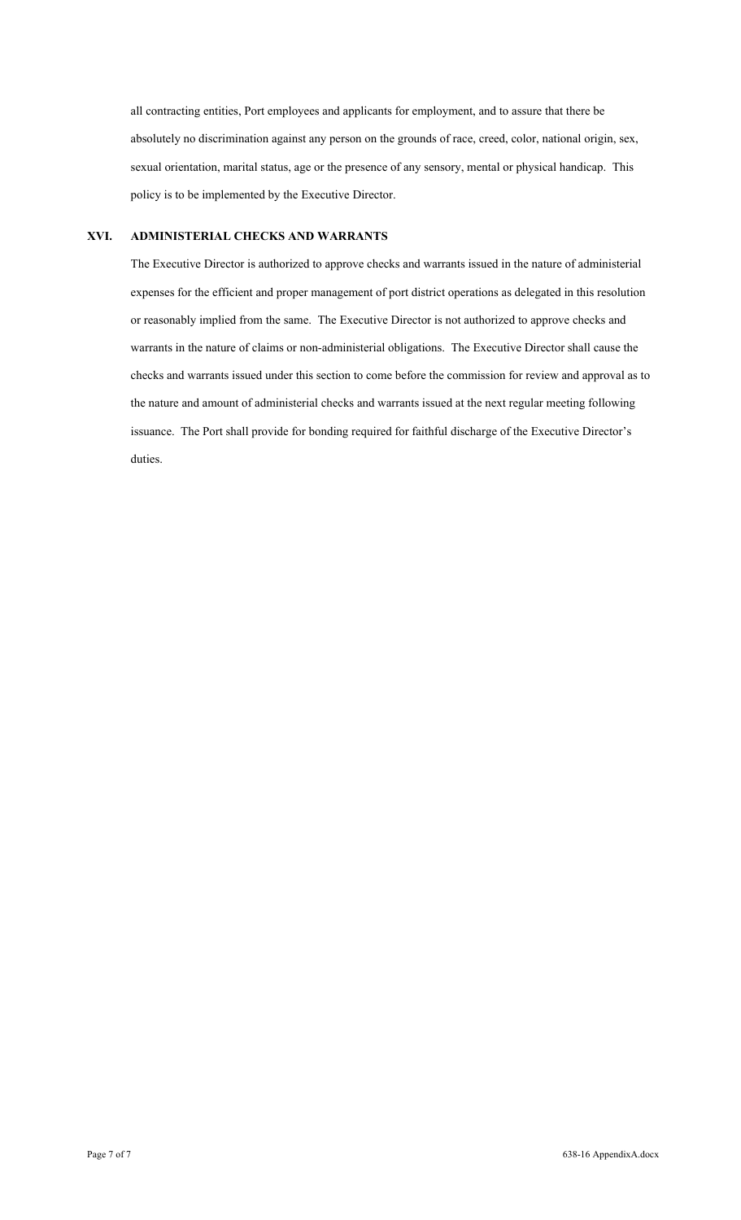all contracting entities, Port employees and applicants for employment, and to assure that there be absolutely no discrimination against any person on the grounds of race, creed, color, national origin, sex, sexual orientation, marital status, age or the presence of any sensory, mental or physical handicap. This policy is to be implemented by the Executive Director.

## XVI. ADMINISTERIAL CHECKS AND WARRANTS

The Executive Director is authorized to approve checks and warrants issued in the nature of administerial expenses for the efficient and proper management of port district operations as delegated in this resolution or reasonably implied from the same. The Executive Director is not authorized to approve checks and warrants in the nature of claims or non-administerial obligations. The Executive Director shall cause the checks and warrants issued under this section to come before the commission for review and approval as to the nature and amount of administerial checks and warrants issued at the next regular meeting following issuance. The Port shall provide for bonding required for faithful discharge of the Executive Director's duties.